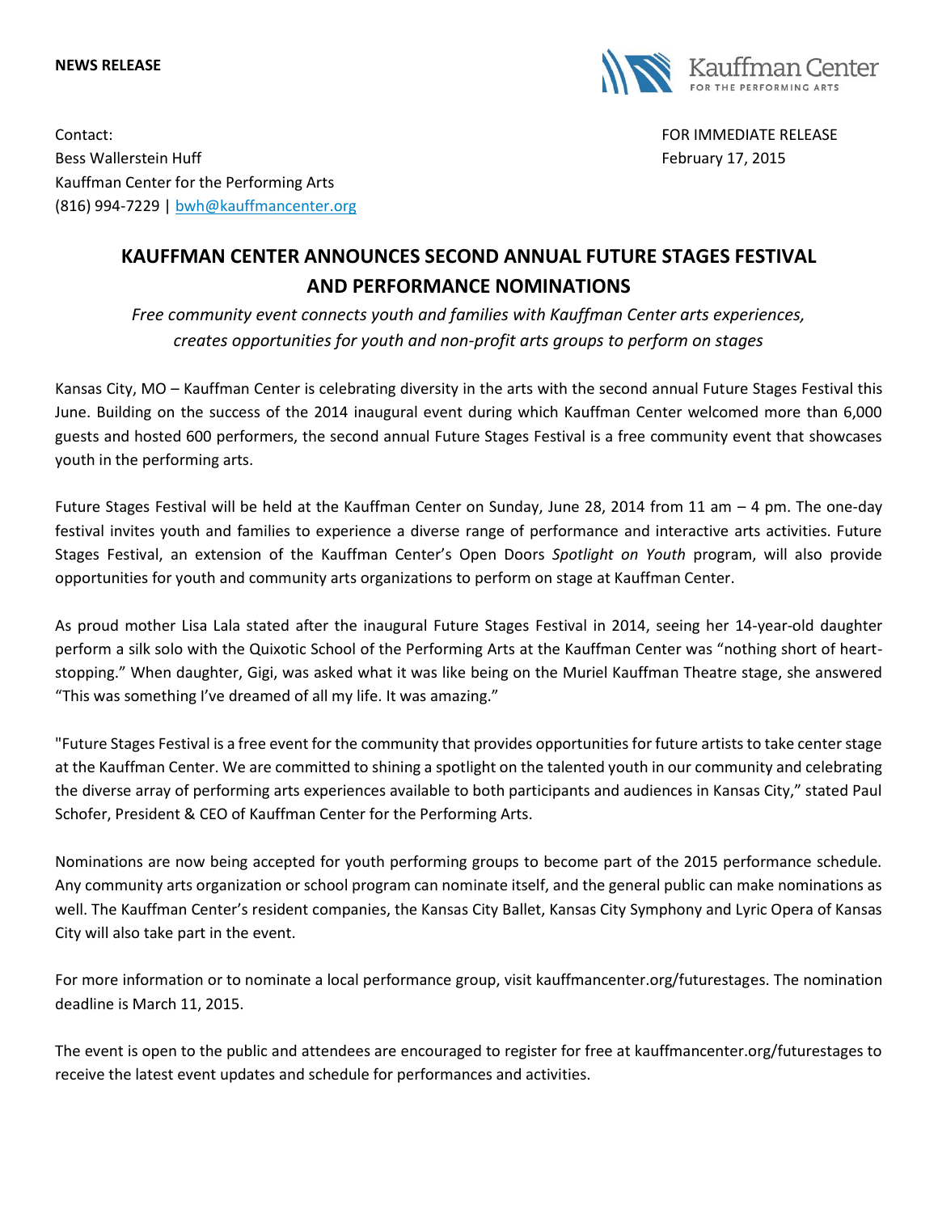**NEWS RELEASE**

Kauffman Center FOR THE PERFORMING ARTS

Contact:
Bess Wallerstein Huff
Kauffman Center for the Performing Arts
(816) 994-7229 | bwh@kauffmancenter.org

FOR IMMEDIATE RELEASE
February 17, 2015

# KAUFFMAN CENTER ANNOUNCES SECOND ANNUAL FUTURE STAGES FESTIVAL AND PERFORMANCE NOMINATIONS

*Free community event connects youth and families with Kauffman Center arts experiences, creates opportunities for youth and non-profit arts groups to perform on stages*

Kansas City, MO – Kauffman Center is celebrating diversity in the arts with the second annual Future Stages Festival this June. Building on the success of the 2014 inaugural event during which Kauffman Center welcomed more than 6,000 guests and hosted 600 performers, the second annual Future Stages Festival is a free community event that showcases youth in the performing arts.

Future Stages Festival will be held at the Kauffman Center on Sunday, June 28, 2014 from 11 am – 4 pm. The one-day festival invites youth and families to experience a diverse range of performance and interactive arts activities. Future Stages Festival, an extension of the Kauffman Center's Open Doors *Spotlight on Youth* program, will also provide opportunities for youth and community arts organizations to perform on stage at Kauffman Center.

As proud mother Lisa Lala stated after the inaugural Future Stages Festival in 2014, seeing her 14-year-old daughter perform a silk solo with the Quixotic School of the Performing Arts at the Kauffman Center was "nothing short of heart-stopping." When daughter, Gigi, was asked what it was like being on the Muriel Kauffman Theatre stage, she answered "This was something I've dreamed of all my life. It was amazing."

"Future Stages Festival is a free event for the community that provides opportunities for future artists to take center stage at the Kauffman Center. We are committed to shining a spotlight on the talented youth in our community and celebrating the diverse array of performing arts experiences available to both participants and audiences in Kansas City," stated Paul Schofer, President & CEO of Kauffman Center for the Performing Arts.

Nominations are now being accepted for youth performing groups to become part of the 2015 performance schedule. Any community arts organization or school program can nominate itself, and the general public can make nominations as well. The Kauffman Center's resident companies, the Kansas City Ballet, Kansas City Symphony and Lyric Opera of Kansas City will also take part in the event.

For more information or to nominate a local performance group, visit kauffmancenter.org/futurestages. The nomination deadline is March 11, 2015.

The event is open to the public and attendees are encouraged to register for free at kauffmancenter.org/futurestages to receive the latest event updates and schedule for performances and activities.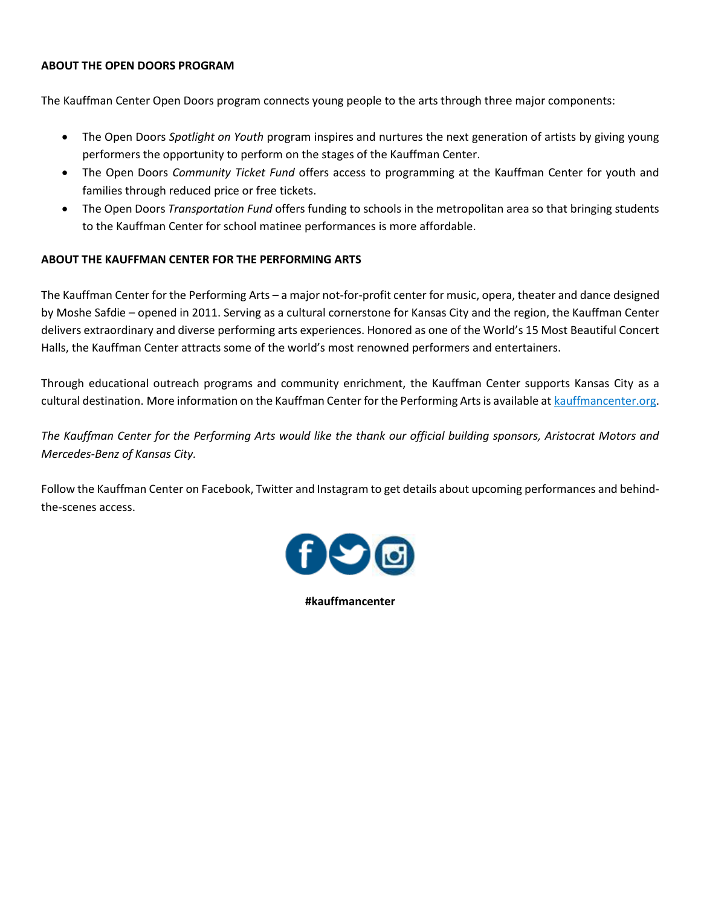**ABOUT THE OPEN DOORS PROGRAM**

The Kauffman Center Open Doors program connects young people to the arts through three major components:

- The Open Doors *Spotlight on Youth* program inspires and nurtures the next generation of artists by giving young performers the opportunity to perform on the stages of the Kauffman Center.
- The Open Doors *Community Ticket Fund* offers access to programming at the Kauffman Center for youth and families through reduced price or free tickets.
- The Open Doors *Transportation Fund* offers funding to schools in the metropolitan area so that bringing students to the Kauffman Center for school matinee performances is more affordable.

**ABOUT THE KAUFFMAN CENTER FOR THE PERFORMING ARTS**

The Kauffman Center for the Performing Arts – a major not-for-profit center for music, opera, theater and dance designed by Moshe Safdie – opened in 2011. Serving as a cultural cornerstone for Kansas City and the region, the Kauffman Center delivers extraordinary and diverse performing arts experiences. Honored as one of the World's 15 Most Beautiful Concert Halls, the Kauffman Center attracts some of the world's most renowned performers and entertainers.

Through educational outreach programs and community enrichment, the Kauffman Center supports Kansas City as a cultural destination. More information on the Kauffman Center for the Performing Arts is available at [kauffmancenter.org](kauffmancenter.org).

*The Kauffman Center for the Performing Arts would like the thank our official building sponsors, Aristocrat Motors and Mercedes-Benz of Kansas City.*

Follow the Kauffman Center on Facebook, Twitter and Instagram to get details about upcoming performances and behind-the-scenes access.

**#kauffmancenter**